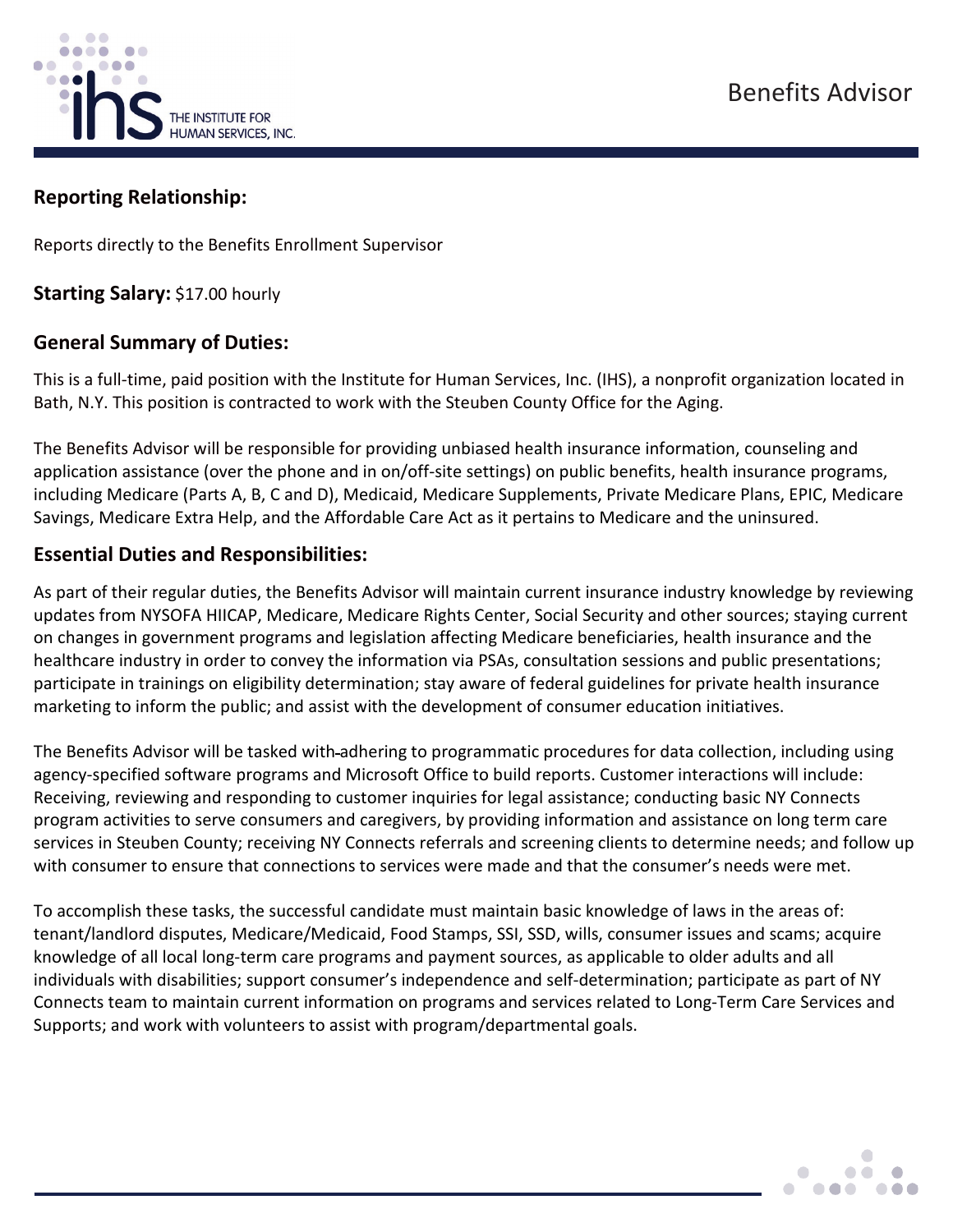THE INSTITUTE FOR HUMAN SERVICES, INC.

# Benefits Advisor

## Reporting Relationship:

Reports directly to the Benefits Enrollment Supervisor

**Starting Salary:** $17.00 hourly

## General Summary of Duties:

This is a full-time, paid position with the Institute for Human Services, Inc. (IHS), a nonprofit organization located in Bath, N.Y. This position is contracted to work with the Steuben County Office for the Aging.

The Benefits Advisor will be responsible for providing unbiased health insurance information, counseling and application assistance (over the phone and in on/off-site settings) on public benefits, health insurance programs, including Medicare (Parts A, B, C and D), Medicaid, Medicare Supplements, Private Medicare Plans, EPIC, Medicare Savings, Medicare Extra Help, and the Affordable Care Act as it pertains to Medicare and the uninsured.

## Essential Duties and Responsibilities:

As part of their regular duties, the Benefits Advisor will maintain current insurance industry knowledge by reviewing updates from NYSOFA HIICAP, Medicare, Medicare Rights Center, Social Security and other sources; staying current on changes in government programs and legislation affecting Medicare beneficiaries, health insurance and the healthcare industry in order to convey the information via PSAs, consultation sessions and public presentations; participate in trainings on eligibility determination; stay aware of federal guidelines for private health insurance marketing to inform the public; and assist with the development of consumer education initiatives.

The Benefits Advisor will be tasked with adhering to programmatic procedures for data collection, including using agency-specified software programs and Microsoft Office to build reports. Customer interactions will include: Receiving, reviewing and responding to customer inquiries for legal assistance; conducting basic NY Connects program activities to serve consumers and caregivers, by providing information and assistance on long term care services in Steuben County; receiving NY Connects referrals and screening clients to determine needs; and follow up with consumer to ensure that connections to services were made and that the consumer's needs were met.

To accomplish these tasks, the successful candidate must maintain basic knowledge of laws in the areas of: tenant/landlord disputes, Medicare/Medicaid, Food Stamps, SSI, SSD, wills, consumer issues and scams; acquire knowledge of all local long-term care programs and payment sources, as applicable to older adults and all individuals with disabilities; support consumer's independence and self-determination; participate as part of NY Connects team to maintain current information on programs and services related to Long-Term Care Services and Supports; and work with volunteers to assist with program/departmental goals.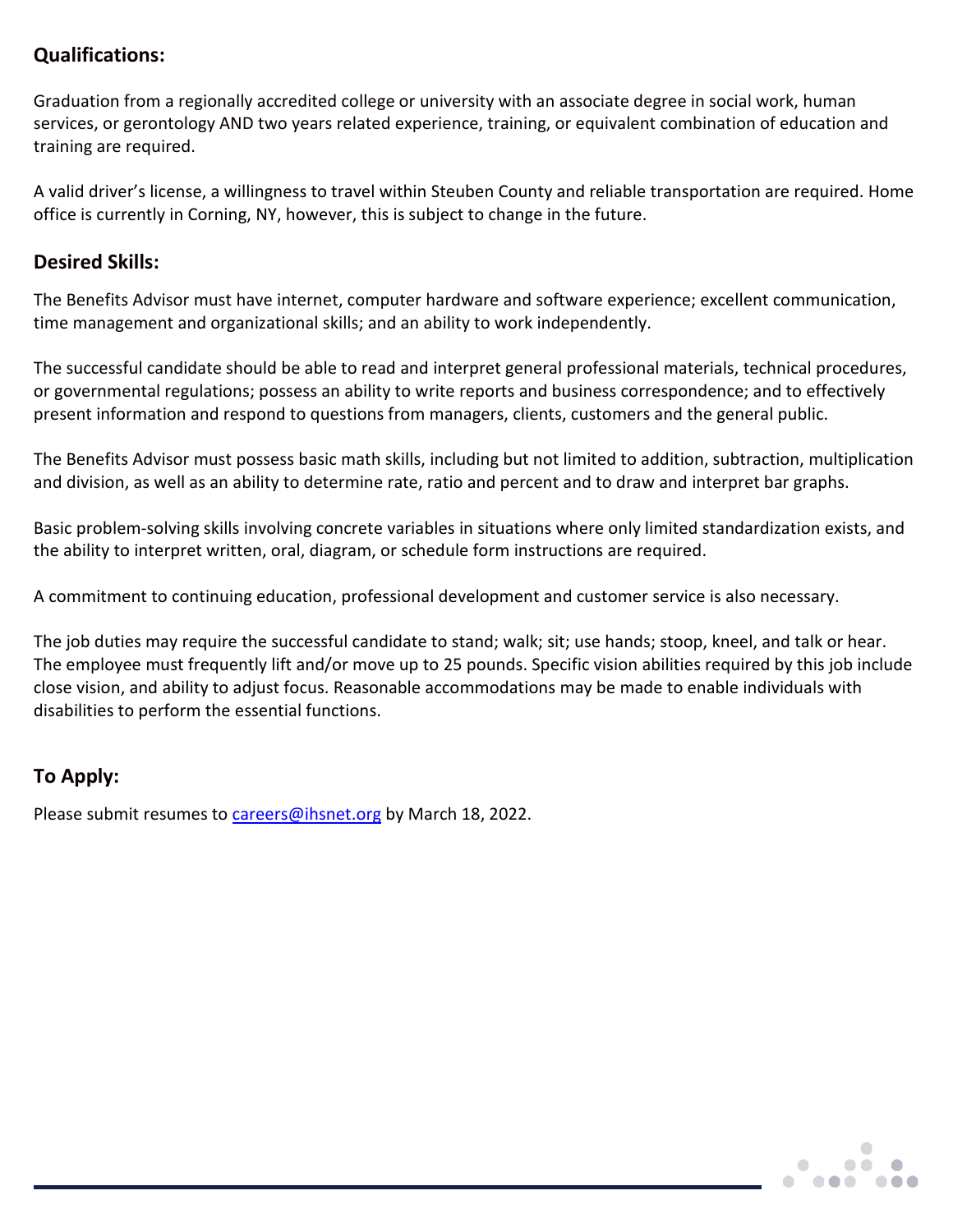## Qualifications:

Graduation from a regionally accredited college or university with an associate degree in social work, human services, or gerontology AND two years related experience, training, or equivalent combination of education and training are required.

A valid driver's license, a willingness to travel within Steuben County and reliable transportation are required. Home office is currently in Corning, NY, however, this is subject to change in the future.

## Desired Skills:

The Benefits Advisor must have internet, computer hardware and software experience; excellent communication, time management and organizational skills; and an ability to work independently.

The successful candidate should be able to read and interpret general professional materials, technical procedures, or governmental regulations; possess an ability to write reports and business correspondence; and to effectively present information and respond to questions from managers, clients, customers and the general public.

The Benefits Advisor must possess basic math skills, including but not limited to addition, subtraction, multiplication and division, as well as an ability to determine rate, ratio and percent and to draw and interpret bar graphs.

Basic problem-solving skills involving concrete variables in situations where only limited standardization exists, and the ability to interpret written, oral, diagram, or schedule form instructions are required.

A commitment to continuing education, professional development and customer service is also necessary.

The job duties may require the successful candidate to stand; walk; sit; use hands; stoop, kneel, and talk or hear. The employee must frequently lift and/or move up to 25 pounds. Specific vision abilities required by this job include close vision, and ability to adjust focus. Reasonable accommodations may be made to enable individuals with disabilities to perform the essential functions.

## To Apply:

Please submit resumes to [careers@ihsnet.org](mailto:careers@ihsnet.org) by March 18, 2022.